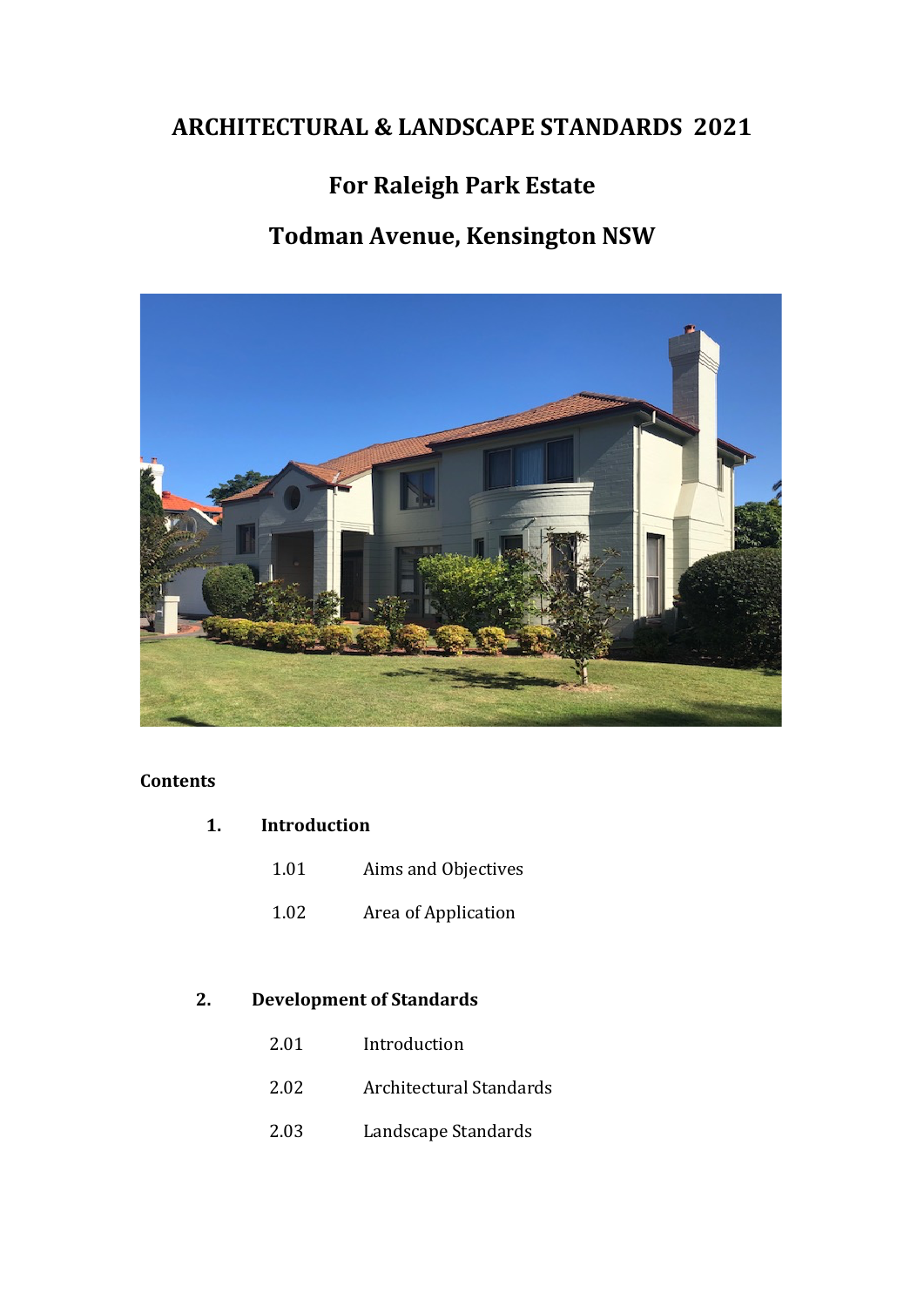# ARCHITECTURAL & LANDSCAPE STANDARDS 2021

## For Raleigh Park Estate

## Todman Avenue, Kensington NSW

**Contents**

**1. Introduction**

1.01 Aims and Objectives

1.02 Area of Application

**2. Development of Standards**

2.01 Introduction

2.02 Architectural Standards

2.03 Landscape Standards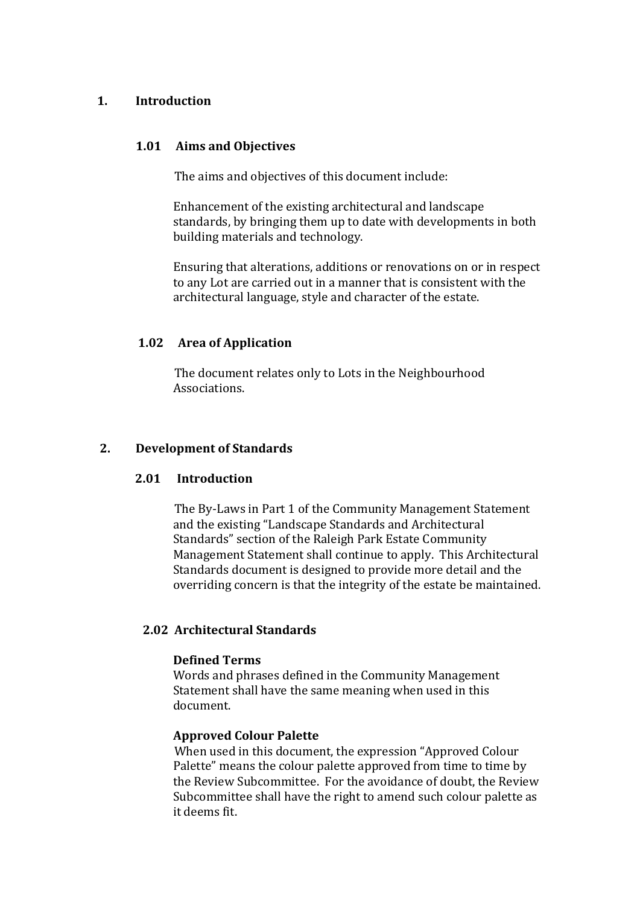# 1. Introduction

## 1.01 Aims and Objectives

The aims and objectives of this document include:

Enhancement of the existing architectural and landscape standards, by bringing them up to date with developments in both building materials and technology.

Ensuring that alterations, additions or renovations on or in respect to any Lot are carried out in a manner that is consistent with the architectural language, style and character of the estate.

## 1.02 Area of Application

The document relates only to Lots in the Neighbourhood Associations.

# 2. Development of Standards

## 2.01 Introduction

The By-Laws in Part 1 of the Community Management Statement and the existing "Landscape Standards and Architectural Standards" section of the Raleigh Park Estate Community Management Statement shall continue to apply. This Architectural Standards document is designed to provide more detail and the overriding concern is that the integrity of the estate be maintained.

## 2.02 Architectural Standards

**Defined Terms**

Words and phrases defined in the Community Management Statement shall have the same meaning when used in this document.

**Approved Colour Palette**

When used in this document, the expression "Approved Colour Palette" means the colour palette approved from time to time by the Review Subcommittee. For the avoidance of doubt, the Review Subcommittee shall have the right to amend such colour palette as it deems fit.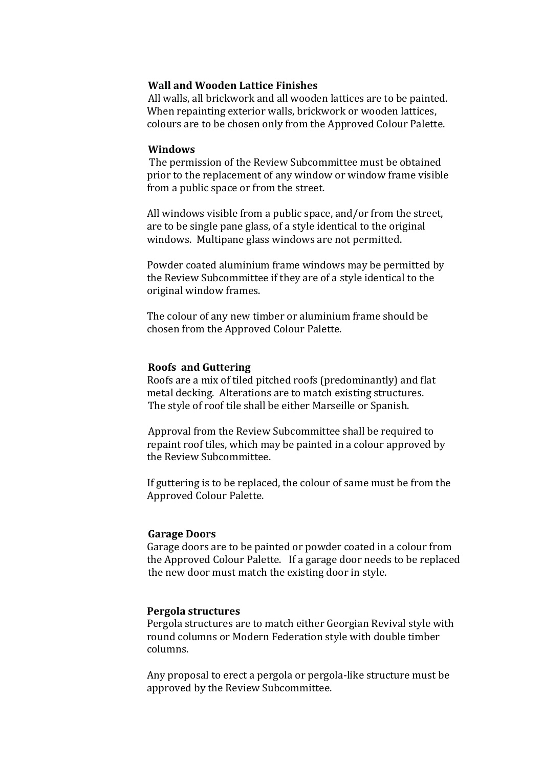**Wall and Wooden Lattice Finishes**

All walls, all brickwork and all wooden lattices are to be painted. When repainting exterior walls, brickwork or wooden lattices, colours are to be chosen only from the Approved Colour Palette.

**Windows**

The permission of the Review Subcommittee must be obtained prior to the replacement of any window or window frame visible from a public space or from the street.

All windows visible from a public space, and/or from the street, are to be single pane glass, of a style identical to the original windows. Multipane glass windows are not permitted.

Powder coated aluminium frame windows may be permitted by the Review Subcommittee if they are of a style identical to the original window frames.

The colour of any new timber or aluminium frame should be chosen from the Approved Colour Palette.

**Roofs and Guttering**

Roofs are a mix of tiled pitched roofs (predominantly) and flat metal decking. Alterations are to match existing structures. The style of roof tile shall be either Marseille or Spanish.

Approval from the Review Subcommittee shall be required to repaint roof tiles, which may be painted in a colour approved by the Review Subcommittee.

If guttering is to be replaced, the colour of same must be from the Approved Colour Palette.

**Garage Doors**

Garage doors are to be painted or powder coated in a colour from the Approved Colour Palette. If a garage door needs to be replaced the new door must match the existing door in style.

**Pergola structures**

Pergola structures are to match either Georgian Revival style with round columns or Modern Federation style with double timber columns.

Any proposal to erect a pergola or pergola-like structure must be approved by the Review Subcommittee.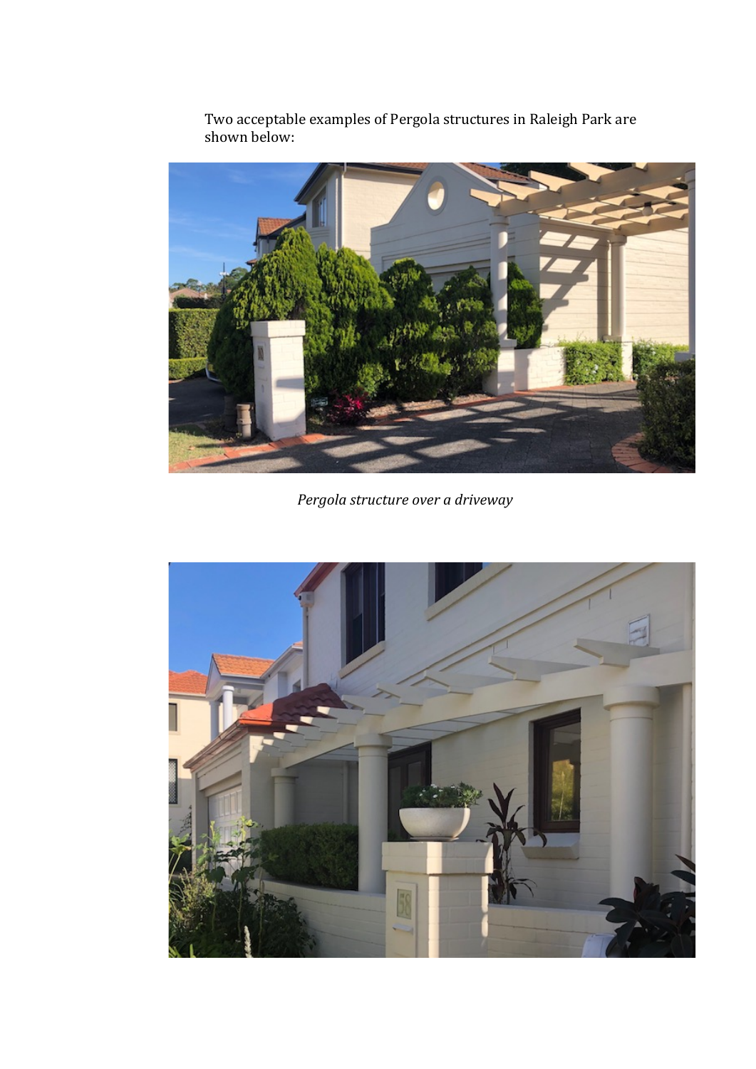Two acceptable examples of Pergola structures in Raleigh Park are shown below:

*Pergola structure over a driveway*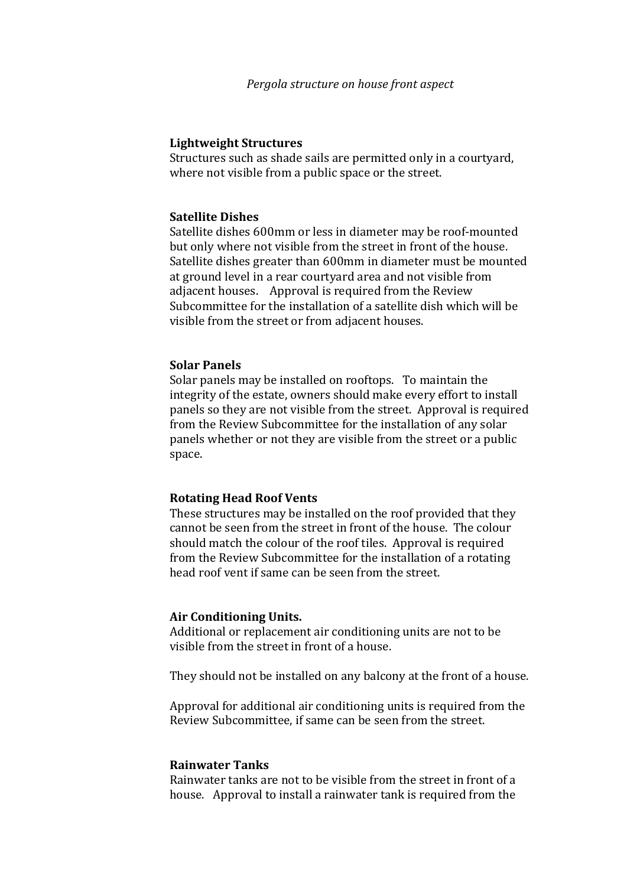*Pergola structure on house front aspect*

**Lightweight Structures**
Structures such as shade sails are permitted only in a courtyard, where not visible from a public space or the street.

**Satellite Dishes**
Satellite dishes 600mm or less in diameter may be roof-mounted but only where not visible from the street in front of the house. Satellite dishes greater than 600mm in diameter must be mounted at ground level in a rear courtyard area and not visible from adjacent houses. Approval is required from the Review Subcommittee for the installation of a satellite dish which will be visible from the street or from adjacent houses.

**Solar Panels**
Solar panels may be installed on rooftops. To maintain the integrity of the estate, owners should make every effort to install panels so they are not visible from the street. Approval is required from the Review Subcommittee for the installation of any solar panels whether or not they are visible from the street or a public space.

**Rotating Head Roof Vents**
These structures may be installed on the roof provided that they cannot be seen from the street in front of the house. The colour should match the colour of the roof tiles. Approval is required from the Review Subcommittee for the installation of a rotating head roof vent if same can be seen from the street.

**Air Conditioning Units.**
Additional or replacement air conditioning units are not to be visible from the street in front of a house.

They should not be installed on any balcony at the front of a house.

Approval for additional air conditioning units is required from the Review Subcommittee, if same can be seen from the street.

**Rainwater Tanks**
Rainwater tanks are not to be visible from the street in front of a house. Approval to install a rainwater tank is required from the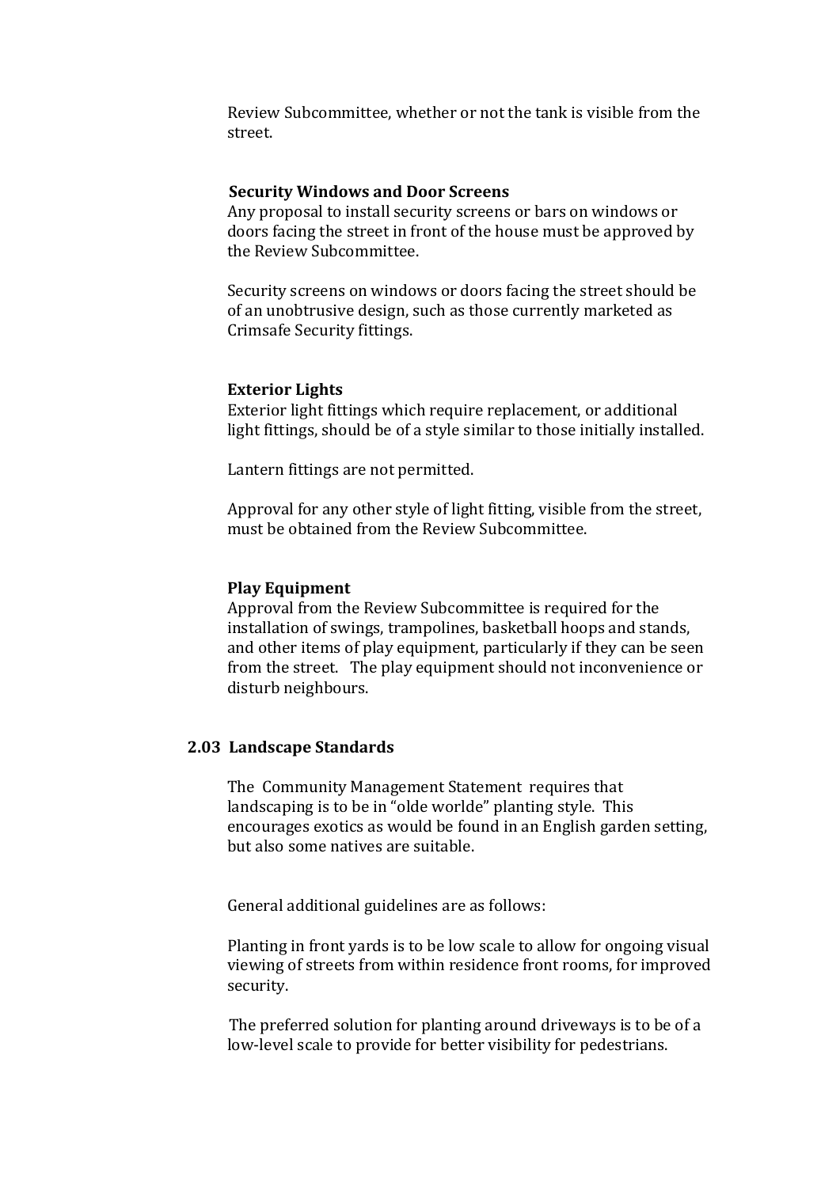Review Subcommittee, whether or not the tank is visible from the street.

**Security Windows and Door Screens**

Any proposal to install security screens or bars on windows or doors facing the street in front of the house must be approved by the Review Subcommittee.

Security screens on windows or doors facing the street should be of an unobtrusive design, such as those currently marketed as Crimsafe Security fittings.

**Exterior Lights**

Exterior light fittings which require replacement, or additional light fittings, should be of a style similar to those initially installed.

Lantern fittings are not permitted.

Approval for any other style of light fitting, visible from the street, must be obtained from the Review Subcommittee.

**Play Equipment**

Approval from the Review Subcommittee is required for the installation of swings, trampolines, basketball hoops and stands, and other items of play equipment, particularly if they can be seen from the street. The play equipment should not inconvenience or disturb neighbours.

## 2.03 Landscape Standards

The Community Management Statement requires that landscaping is to be in "olde worlde" planting style. This encourages exotics as would be found in an English garden setting, but also some natives are suitable.

General additional guidelines are as follows:

Planting in front yards is to be low scale to allow for ongoing visual viewing of streets from within residence front rooms, for improved security.

The preferred solution for planting around driveways is to be of a low-level scale to provide for better visibility for pedestrians.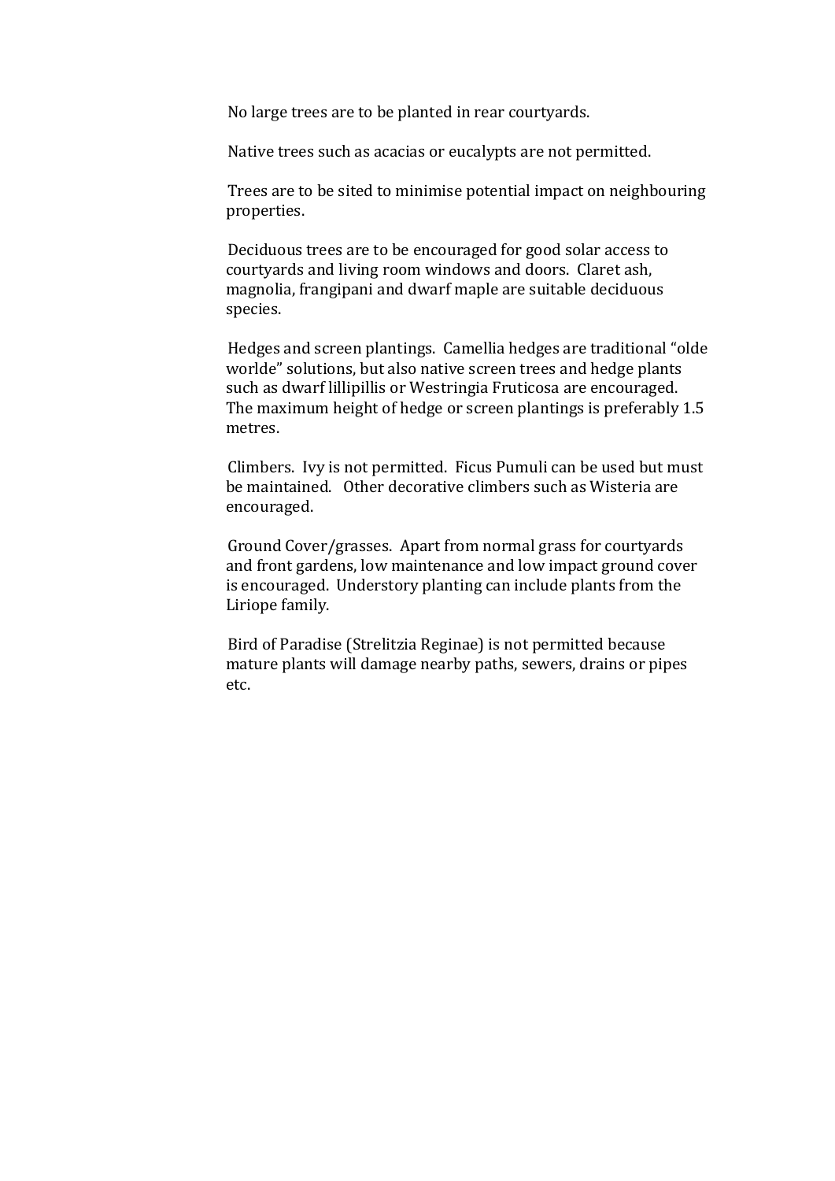No large trees are to be planted in rear courtyards.

Native trees such as acacias or eucalypts are not permitted.

Trees are to be sited to minimise potential impact on neighbouring properties.

Deciduous trees are to be encouraged for good solar access to courtyards and living room windows and doors. Claret ash, magnolia, frangipani and dwarf maple are suitable deciduous species.

Hedges and screen plantings. Camellia hedges are traditional "olde worlde" solutions, but also native screen trees and hedge plants such as dwarf lillipillis or Westringia Fruticosa are encouraged. The maximum height of hedge or screen plantings is preferably 1.5 metres.

Climbers. Ivy is not permitted. Ficus Pumuli can be used but must be maintained. Other decorative climbers such as Wisteria are encouraged.

Ground Cover/grasses. Apart from normal grass for courtyards and front gardens, low maintenance and low impact ground cover is encouraged. Understory planting can include plants from the Liriope family.

Bird of Paradise (Strelitzia Reginae) is not permitted because mature plants will damage nearby paths, sewers, drains or pipes etc.